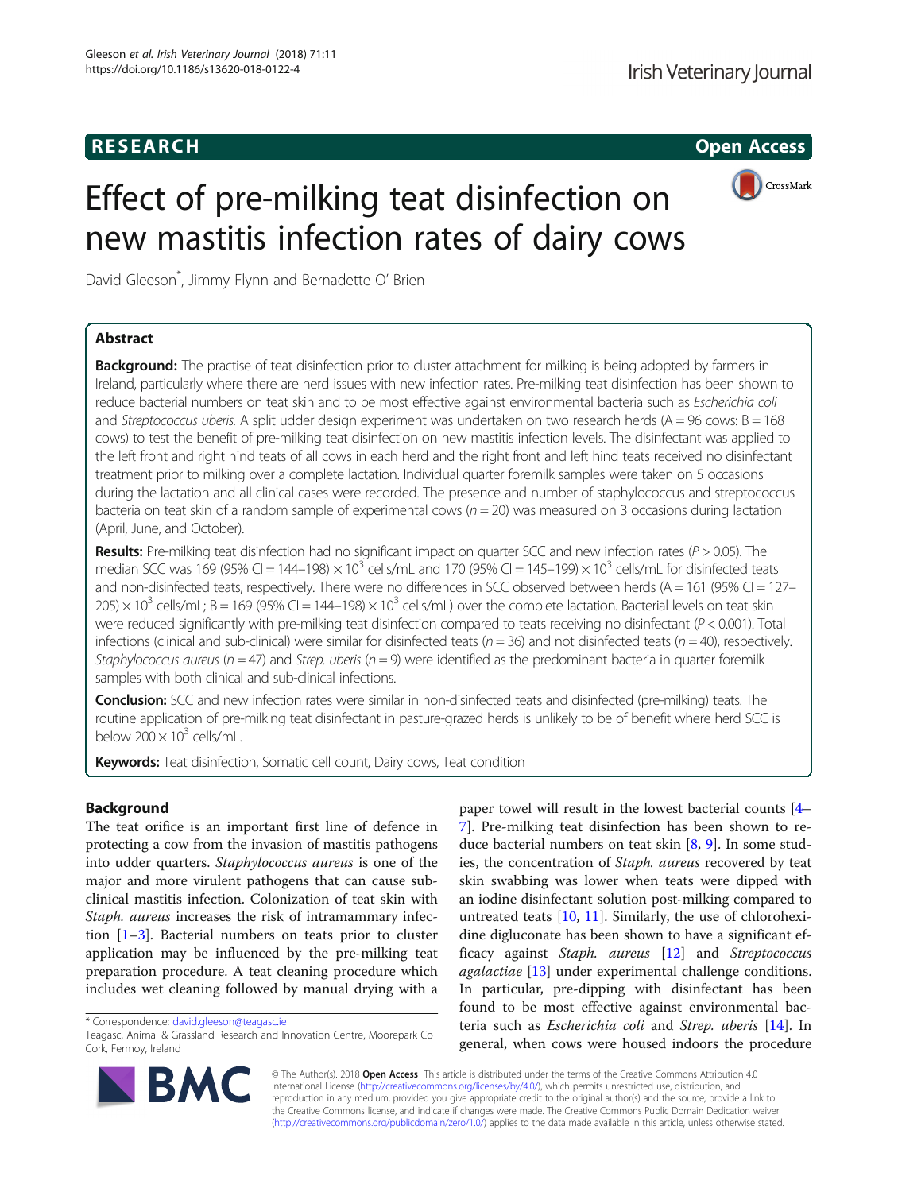RESEARCH

Open Access

# Effect of pre-milking teat disinfection on new mastitis infection rates of dairy cows

David Gleeson*, Jimmy Flynn and Bernadette O' Brien

## Abstract

**Background:** The practise of teat disinfection prior to cluster attachment for milking is being adopted by farmers in Ireland, particularly where there are herd issues with new infection rates. Pre-milking teat disinfection has been shown to reduce bacterial numbers on teat skin and to be most effective against environmental bacteria such as *Escherichia coli* and *Streptococcus uberis*. A split udder design experiment was undertaken on two research herds (A = 96 cows: B = 168 cows) to test the benefit of pre-milking teat disinfection on new mastitis infection levels. The disinfectant was applied to the left front and right hind teats of all cows in each herd and the right front and left hind teats received no disinfectant treatment prior to milking over a complete lactation. Individual quarter foremilk samples were taken on 5 occasions during the lactation and all clinical cases were recorded. The presence and number of staphylococcus and streptococcus bacteria on teat skin of a random sample of experimental cows (*n* = 20) was measured on 3 occasions during lactation (April, June, and October).

**Results:** Pre-milking teat disinfection had no significant impact on quarter SCC and new infection rates ($P > 0.05$). The median SCC was 169 (95% CI = 144–198) × $10^3$ cells/mL and 170 (95% CI = 145–199) × $10^3$ cells/mL for disinfected teats and non-disinfected teats, respectively. There were no differences in SCC observed between herds (A = 161 (95% CI = 127–205) × $10^3$ cells/mL; B = 169 (95% CI = 144–198) × $10^3$ cells/mL) over the complete lactation. Bacterial levels on teat skin were reduced significantly with pre-milking teat disinfection compared to teats receiving no disinfectant ($P < 0.001$). Total infections (clinical and sub-clinical) were similar for disinfected teats (*n* = 36) and not disinfected teats (*n* = 40), respectively. *Staphylococcus aureus* (*n* = 47) and *Strep. uberis* (*n* = 9) were identified as the predominant bacteria in quarter foremilk samples with both clinical and sub-clinical infections.

**Conclusion:** SCC and new infection rates were similar in non-disinfected teats and disinfected (pre-milking) teats. The routine application of pre-milking teat disinfectant in pasture-grazed herds is unlikely to be of benefit where herd SCC is below 200 × $10^3$ cells/mL.

**Keywords:** Teat disinfection, Somatic cell count, Dairy cows, Teat condition

## Background

The teat orifice is an important first line of defence in protecting a cow from the invasion of mastitis pathogens into udder quarters. *Staphylococcus aureus* is one of the major and more virulent pathogens that can cause sub-clinical mastitis infection. Colonization of teat skin with *Staph. aureus* increases the risk of intramammary infection [1–3]. Bacterial numbers on teats prior to cluster application may be influenced by the pre-milking teat preparation procedure. A teat cleaning procedure which includes wet cleaning followed by manual drying with a paper towel will result in the lowest bacterial counts [4–7]. Pre-milking teat disinfection has been shown to reduce bacterial numbers on teat skin [8, 9]. In some studies, the concentration of *Staph. aureus* recovered by teat skin swabbing was lower when teats were dipped with an iodine disinfectant solution post-milking compared to untreated teats [10, 11]. Similarly, the use of chlorohexidine digluconate has been shown to have a significant efficacy against *Staph. aureus* [12] and *Streptococcus agalactiae* [13] under experimental challenge conditions. In particular, pre-dipping with disinfectant has been found to be most effective against environmental bacteria such as *Escherichia coli* and *Strep. uberis* [14]. In general, when cows were housed indoors the procedure

* Correspondence: david.gleeson@teagasc.ie
Teagasc, Animal & Grassland Research and Innovation Centre, Moorepark Co Cork, Fermoy, Ireland

© The Author(s). 2018 **Open Access** This article is distributed under the terms of the Creative Commons Attribution 4.0 International License (http://creativecommons.org/licenses/by/4.0/), which permits unrestricted use, distribution, and reproduction in any medium, provided you give appropriate credit to the original author(s) and the source, provide a link to the Creative Commons license, and indicate if changes were made. The Creative Commons Public Domain Dedication waiver (http://creativecommons.org/publicdomain/zero/1.0/) applies to the data made available in this article, unless otherwise stated.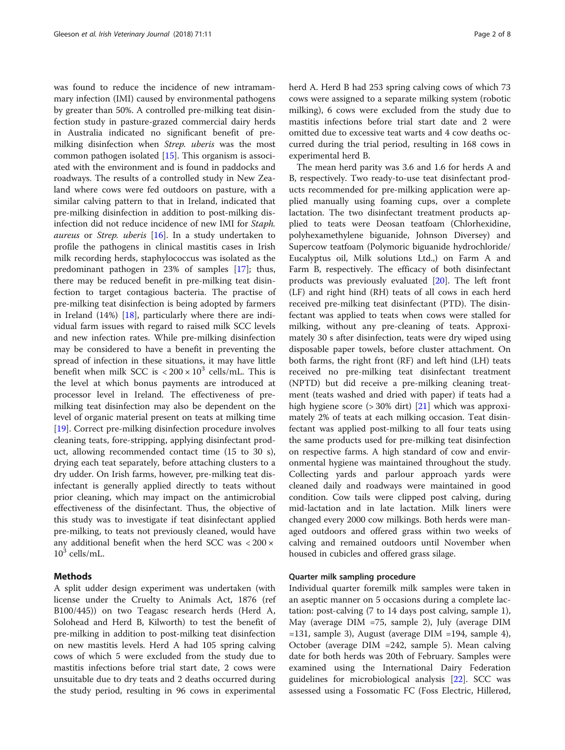was found to reduce the incidence of new intramammary infection (IMI) caused by environmental pathogens by greater than 50%. A controlled pre-milking teat disinfection study in pasture-grazed commercial dairy herds in Australia indicated no significant benefit of pre-milking disinfection when *Strep. uberis* was the most common pathogen isolated [15]. This organism is associated with the environment and is found in paddocks and roadways. The results of a controlled study in New Zealand where cows were fed outdoors on pasture, with a similar calving pattern to that in Ireland, indicated that pre-milking disinfection in addition to post-milking disinfection did not reduce incidence of new IMI for *Staph. aureus* or *Strep. uberis* [16]. In a study undertaken to profile the pathogens in clinical mastitis cases in Irish milk recording herds, staphylococcus was isolated as the predominant pathogen in 23% of samples [17]; thus, there may be reduced benefit in pre-milking teat disinfection to target contagious bacteria. The practise of pre-milking teat disinfection is being adopted by farmers in Ireland (14%) [18], particularly where there are individual farm issues with regard to raised milk SCC levels and new infection rates. While pre-milking disinfection may be considered to have a benefit in preventing the spread of infection in these situations, it may have little benefit when milk SCC is $< 200 \times 10^3$ cells/mL. This is the level at which bonus payments are introduced at processor level in Ireland. The effectiveness of pre-milking teat disinfection may also be dependent on the level of organic material present on teats at milking time [19]. Correct pre-milking disinfection procedure involves cleaning teats, fore-stripping, applying disinfectant product, allowing recommended contact time (15 to 30 s), drying each teat separately, before attaching clusters to a dry udder. On Irish farms, however, pre-milking teat disinfectant is generally applied directly to teats without prior cleaning, which may impact on the antimicrobial effectiveness of the disinfectant. Thus, the objective of this study was to investigate if teat disinfectant applied pre-milking, to teats not previously cleaned, would have any additional benefit when the herd SCC was $< 200 \times 10^3$ cells/mL.

## Methods

A split udder design experiment was undertaken (with license under the Cruelty to Animals Act, 1876 (ref B100/445)) on two Teagasc research herds (Herd A, Solohead and Herd B, Kilworth) to test the benefit of pre-milking in addition to post-milking teat disinfection on new mastitis levels. Herd A had 105 spring calving cows of which 5 were excluded from the study due to mastitis infections before trial start date, 2 cows were unsuitable due to dry teats and 2 deaths occurred during the study period, resulting in 96 cows in experimental herd A. Herd B had 253 spring calving cows of which 73 cows were assigned to a separate milking system (robotic milking), 6 cows were excluded from the study due to mastitis infections before trial start date and 2 were omitted due to excessive teat warts and 4 cow deaths occurred during the trial period, resulting in 168 cows in experimental herd B.

The mean herd parity was 3.6 and 1.6 for herds A and B, respectively. Two ready-to-use teat disinfectant products recommended for pre-milking application were applied manually using foaming cups, over a complete lactation. The two disinfectant treatment products applied to teats were Deosan teatfoam (Chlorhexidine, polyhexamethylene biguanide, Johnson Diversey) and Supercow teatfoam (Polymoric biguanide hydrochloride/Eucalyptus oil, Milk solutions Ltd.,) on Farm A and Farm B, respectively. The efficacy of both disinfectant products was previously evaluated [20]. The left front (LF) and right hind (RH) teats of all cows in each herd received pre-milking teat disinfectant (PTD). The disinfectant was applied to teats when cows were stalled for milking, without any pre-cleaning of teats. Approximately 30 s after disinfection, teats were dry wiped using disposable paper towels, before cluster attachment. On both farms, the right front (RF) and left hind (LH) teats received no pre-milking teat disinfectant treatment (NPTD) but did receive a pre-milking cleaning treatment (teats washed and dried with paper) if teats had a high hygiene score (> 30% dirt) [21] which was approximately 2% of teats at each milking occasion. Teat disinfectant was applied post-milking to all four teats using the same products used for pre-milking teat disinfection on respective farms. A high standard of cow and environmental hygiene was maintained throughout the study. Collecting yards and parlour approach yards were cleaned daily and roadways were maintained in good condition. Cow tails were clipped post calving, during mid-lactation and in late lactation. Milk liners were changed every 2000 cow milkings. Both herds were managed outdoors and offered grass within two weeks of calving and remained outdoors until November when housed in cubicles and offered grass silage.

### Quarter milk sampling procedure

Individual quarter foremilk milk samples were taken in an aseptic manner on 5 occasions during a complete lactation: post-calving (7 to 14 days post calving, sample 1), May (average DIM =75, sample 2), July (average DIM =131, sample 3), August (average DIM =194, sample 4), October (average DIM =242, sample 5). Mean calving date for both herds was 20th of February. Samples were examined using the International Dairy Federation guidelines for microbiological analysis [22]. SCC was assessed using a Fossomatic FC (Foss Electric, Hillerød,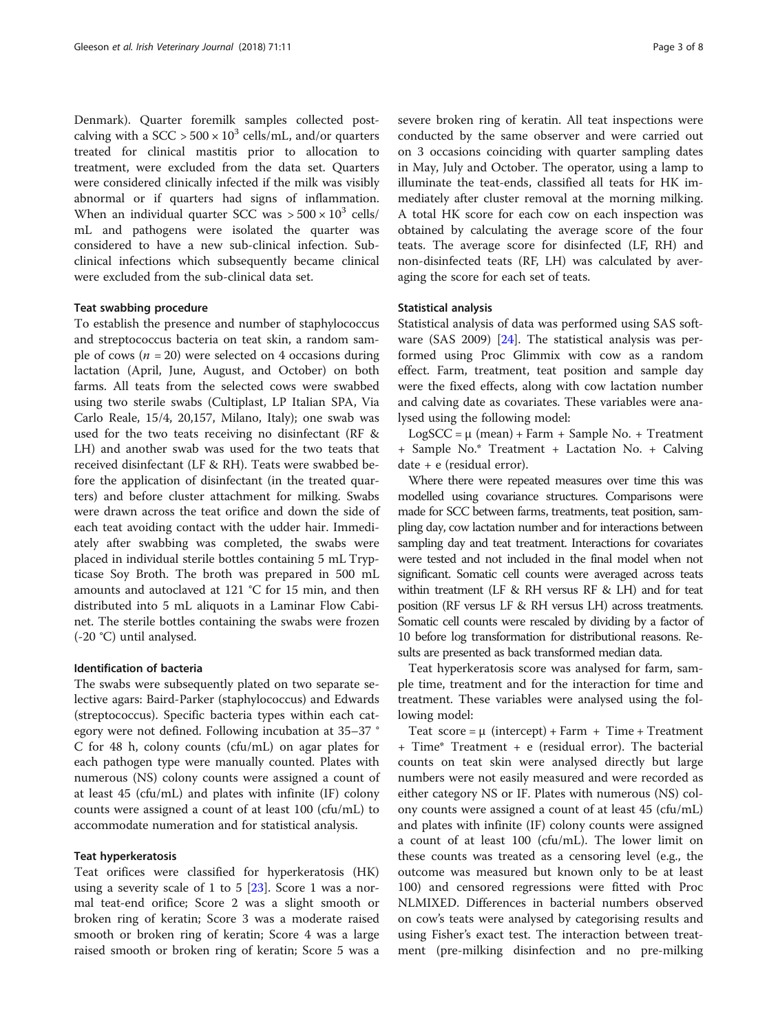Denmark). Quarter foremilk samples collected post-calving with a SCC > $500 \times 10^3$ cells/mL, and/or quarters treated for clinical mastitis prior to allocation to treatment, were excluded from the data set. Quarters were considered clinically infected if the milk was visibly abnormal or if quarters had signs of inflammation. When an individual quarter SCC was > $500 \times 10^3$ cells/mL and pathogens were isolated the quarter was considered to have a new sub-clinical infection. Sub-clinical infections which subsequently became clinical were excluded from the sub-clinical data set.

### Teat swabbing procedure

To establish the presence and number of staphylococcus and streptococcus bacteria on teat skin, a random sample of cows ($n = 20$) were selected on 4 occasions during lactation (April, June, August, and October) on both farms. All teats from the selected cows were swabbed using two sterile swabs (Cultiplast, LP Italian SPA, Via Carlo Reale, 15/4, 20,157, Milano, Italy); one swab was used for the two teats receiving no disinfectant (RF & LH) and another swab was used for the two teats that received disinfectant (LF & RH). Teats were swabbed before the application of disinfectant (in the treated quarters) and before cluster attachment for milking. Swabs were drawn across the teat orifice and down the side of each teat avoiding contact with the udder hair. Immediately after swabbing was completed, the swabs were placed in individual sterile bottles containing 5 mL Trypticase Soy Broth. The broth was prepared in 500 mL amounts and autoclaved at 121 °C for 15 min, and then distributed into 5 mL aliquots in a Laminar Flow Cabinet. The sterile bottles containing the swabs were frozen (-20 °C) until analysed.

### Identification of bacteria

The swabs were subsequently plated on two separate selective agars: Baird-Parker (staphylococcus) and Edwards (streptococcus). Specific bacteria types within each category were not defined. Following incubation at 35–37 °C for 48 h, colony counts (cfu/mL) on agar plates for each pathogen type were manually counted. Plates with numerous (NS) colony counts were assigned a count of at least 45 (cfu/mL) and plates with infinite (IF) colony counts were assigned a count of at least 100 (cfu/mL) to accommodate numeration and for statistical analysis.

### Teat hyperkeratosis

Teat orifices were classified for hyperkeratosis (HK) using a severity scale of 1 to 5 [23]. Score 1 was a normal teat-end orifice; Score 2 was a slight smooth or broken ring of keratin; Score 3 was a moderate raised smooth or broken ring of keratin; Score 4 was a large raised smooth or broken ring of keratin; Score 5 was a severe broken ring of keratin. All teat inspections were conducted by the same observer and were carried out on 3 occasions coinciding with quarter sampling dates in May, July and October. The operator, using a lamp to illuminate the teat-ends, classified all teats for HK immediately after cluster removal at the morning milking. A total HK score for each cow on each inspection was obtained by calculating the average score of the four teats. The average score for disinfected (LF, RH) and non-disinfected teats (RF, LH) was calculated by averaging the score for each set of teats.

### Statistical analysis

Statistical analysis of data was performed using SAS software (SAS 2009) [24]. The statistical analysis was performed using Proc Glimmix with cow as a random effect. Farm, treatment, teat position and sample day were the fixed effects, along with cow lactation number and calving date as covariates. These variables were analysed using the following model:

LogSCC = μ (mean) + Farm + Sample No. + Treatment + Sample No.* Treatment + Lactation No. + Calving date + e (residual error).

Where there were repeated measures over time this was modelled using covariance structures. Comparisons were made for SCC between farms, treatments, teat position, sampling day, cow lactation number and for interactions between sampling day and teat treatment. Interactions for covariates were tested and not included in the final model when not significant. Somatic cell counts were averaged across teats within treatment (LF & RH versus RF & LH) and for teat position (RF versus LF & RH versus LH) across treatments. Somatic cell counts were rescaled by dividing by a factor of 10 before log transformation for distributional reasons. Results are presented as back transformed median data.

Teat hyperkeratosis score was analysed for farm, sample time, treatment and for the interaction for time and treatment. These variables were analysed using the following model:

Teat score = μ (intercept) + Farm + Time + Treatment + Time* Treatment + e (residual error). The bacterial counts on teat skin were analysed directly but large numbers were not easily measured and were recorded as either category NS or IF. Plates with numerous (NS) colony counts were assigned a count of at least 45 (cfu/mL) and plates with infinite (IF) colony counts were assigned a count of at least 100 (cfu/mL). The lower limit on these counts was treated as a censoring level (e.g., the outcome was measured but known only to be at least 100) and censored regressions were fitted with Proc NLMIXED. Differences in bacterial numbers observed on cow's teats were analysed by categorising results and using Fisher's exact test. The interaction between treatment (pre-milking disinfection and no pre-milking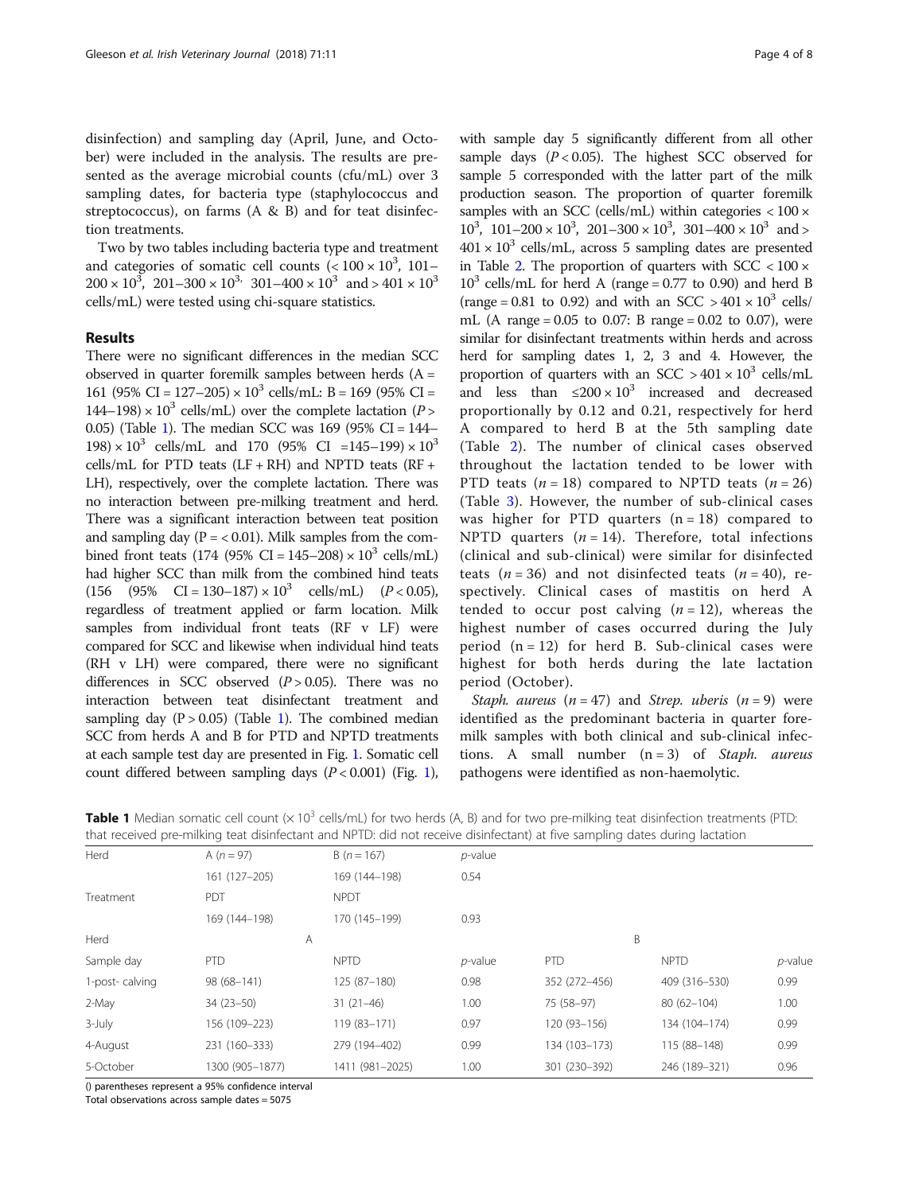disinfection) and sampling day (April, June, and October) were included in the analysis. The results are presented as the average microbial counts (cfu/mL) over 3 sampling dates, for bacteria type (staphylococcus and streptococcus), on farms (A & B) and for teat disinfection treatments.

Two by two tables including bacteria type and treatment and categories of somatic cell counts ($< 100 \times 10^3$, $101–200 \times 10^3$, $201–300 \times 10^3$, $301–400 \times 10^3$ and $> 401 \times 10^3$ cells/mL) were tested using chi-square statistics.

## Results

There were no significant differences in the median SCC observed in quarter foremilk samples between herds (A = 161 (95% CI = 127–205) $\times 10^3$ cells/mL: B = 169 (95% CI = 144–198) $\times 10^3$ cells/mL) over the complete lactation ($P > 0.05$) (Table 1). The median SCC was 169 (95% CI = 144–198) $\times 10^3$ cells/mL and 170 (95% CI =145–199) $\times 10^3$ cells/mL for PTD teats (LF + RH) and NPTD teats (RF + LH), respectively, over the complete lactation. There was no interaction between pre-milking treatment and herd. There was a significant interaction between teat position and sampling day ($P = < 0.01$). Milk samples from the combined front teats (174 (95% CI = 145–208) $\times 10^3$ cells/mL) had higher SCC than milk from the combined hind teats (156 (95% CI = 130–187) $\times 10^3$ cells/mL) ($P < 0.05$), regardless of treatment applied or farm location. Milk samples from individual front teats (RF v LF) were compared for SCC and likewise when individual hind teats (RH v LH) were compared, there were no significant differences in SCC observed ($P > 0.05$). There was no interaction between teat disinfectant treatment and sampling day ($P > 0.05$) (Table 1). The combined median SCC from herds A and B for PTD and NPTD treatments at each sample test day are presented in Fig. 1. Somatic cell count differed between sampling days ($P < 0.001$) (Fig. 1), with sample day 5 significantly different from all other sample days ($P < 0.05$). The highest SCC observed for sample 5 corresponded with the latter part of the milk production season. The proportion of quarter foremilk samples with an SCC (cells/mL) within categories $< 100 \times 10^3$, $101–200 \times 10^3$, $201–300 \times 10^3$, $301–400 \times 10^3$ and $> 401 \times 10^3$ cells/mL, across 5 sampling dates are presented in Table 2. The proportion of quarters with SCC $< 100 \times 10^3$ cells/mL for herd A (range = 0.77 to 0.90) and herd B (range = 0.81 to 0.92) and with an SCC $> 401 \times 10^3$ cells/mL (A range = 0.05 to 0.07: B range = 0.02 to 0.07), were similar for disinfectant treatments within herds and across herd for sampling dates 1, 2, 3 and 4. However, the proportion of quarters with an SCC $> 401 \times 10^3$ cells/mL and less than $\leq 200 \times 10^3$ increased and decreased proportionally by 0.12 and 0.21, respectively for herd A compared to herd B at the 5th sampling date (Table 2). The number of clinical cases observed throughout the lactation tended to be lower with PTD teats ($n = 18$) compared to NPTD teats ($n = 26$) (Table 3). However, the number of sub-clinical cases was higher for PTD quarters ($n = 18$) compared to NPTD quarters ($n = 14$). Therefore, total infections (clinical and sub-clinical) were similar for disinfected teats ($n = 36$) and not disinfected teats ($n = 40$), respectively. Clinical cases of mastitis on herd A tended to occur post calving ($n = 12$), whereas the highest number of cases occurred during the July period ($n = 12$) for herd B. Sub-clinical cases were highest for both herds during the late lactation period (October).

*Staph. aureus* ($n = 47$) and *Strep. uberis* ($n = 9$) were identified as the predominant bacteria in quarter foremilk samples with both clinical and sub-clinical infections. A small number ($n = 3$) of *Staph. aureus* pathogens were identified as non-haemolytic.

**Table 1** Median somatic cell count ($\times 10^3$ cells/mL) for two herds (A, B) and for two pre-milking teat disinfection treatments (PTD: that received pre-milking teat disinfectant and NPTD: did not receive disinfectant) at five sampling dates during lactation

| Herd | A ($n = 97$) | B ($n = 167$) | $p$-value | | | |
|---|---|---|---|---|---|---|
| | 161 (127–205) | 169 (144–198) | 0.54 | | | |
| Treatment | PDT | NPDT | | | | |
| | 169 (144–198) | 170 (145–199) | 0.93 | | | |
| Herd | A | | | B | | |
| Sample day | PTD | NPTD | $p$-value | PTD | NPTD | $p$-value |
| 1-post- calving | 98 (68–141) | 125 (87–180) | 0.98 | 352 (272–456) | 409 (316–530) | 0.99 |
| 2-May | 34 (23–50) | 31 (21–46) | 1.00 | 75 (58–97) | 80 (62–104) | 1.00 |
| 3-July | 156 (109–223) | 119 (83–171) | 0.97 | 120 (93–156) | 134 (104–174) | 0.99 |
| 4-August | 231 (160–333) | 279 (194–402) | 0.99 | 134 (103–173) | 115 (88–148) | 0.99 |
| 5-October | 1300 (905–1877) | 1411 (981–2025) | 1.00 | 301 (230–392) | 246 (189–321) | 0.96 |

() parentheses represent a 95% confidence interval

Total observations across sample dates = 5075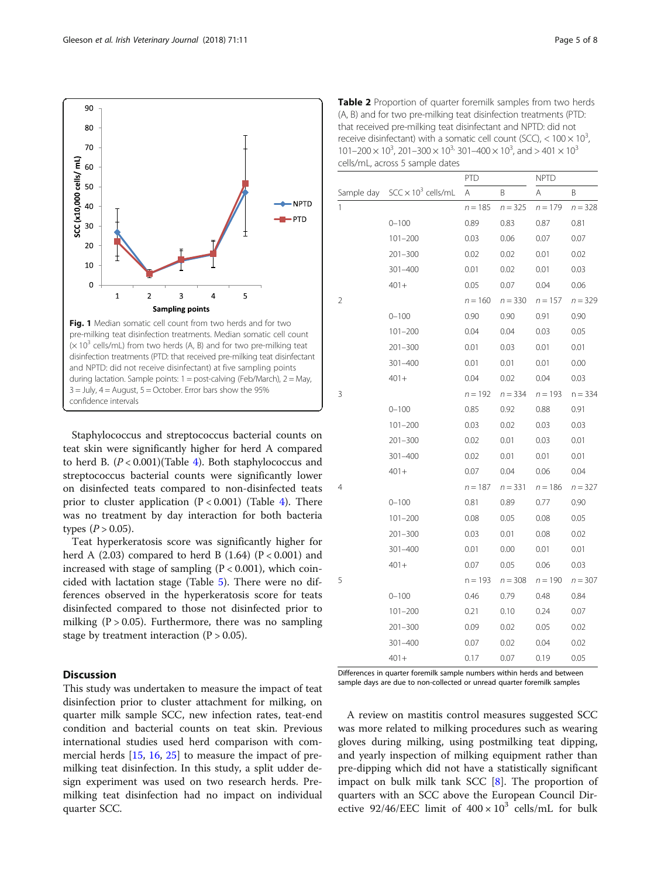**Fig. 1** Median somatic cell count from two herds and for two pre-milking teat disinfection treatments. Median somatic cell count ($\times 10^3$ cells/mL) from two herds (A, B) and for two pre-milking teat disinfection treatments (PTD: that received pre-milking teat disinfectant and NPTD: did not receive disinfectant) at five sampling points during lactation. Sample points: 1 = post-calving (Feb/March), 2 = May, 3 = July, 4 = August, 5 = October. Error bars show the 95% confidence intervals

Staphylococcus and streptococcus bacterial counts on teat skin were significantly higher for herd A compared to herd B. ($P < 0.001$)(Table 4). Both staphylococcus and streptococcus bacterial counts were significantly lower on disinfected teats compared to non-disinfected teats prior to cluster application ($P < 0.001$) (Table 4). There was no treatment by day interaction for both bacteria types ($P > 0.05$).

Teat hyperkeratosis score was significantly higher for herd A (2.03) compared to herd B (1.64) ($P < 0.001$) and increased with stage of sampling ($P < 0.001$), which coincided with lactation stage (Table 5). There were no differences observed in the hyperkeratosis score for teats disinfected compared to those not disinfected prior to milking ($P > 0.05$). Furthermore, there was no sampling stage by treatment interaction ($P > 0.05$).

**Table 2** Proportion of quarter foremilk samples from two herds (A, B) and for two pre-milking teat disinfection treatments (PTD: that received pre-milking teat disinfectant and NPTD: did not receive disinfectant) with a somatic cell count (SCC), $< 100 \times 10^3$, $101–200 \times 10^3$, $201–300 \times 10^3$, $301–400 \times 10^3$, and $> 401 \times 10^3$ cells/mL, across 5 sample dates

| | | PTD | | NPTD | |
|---|---|---|---|---|---|
| Sample day | SCC $\times 10^3$ cells/mL | A | B | A | B |
| 1 | | $n = 185$ | $n = 325$ | $n = 179$ | $n = 328$ |
| | 0–100 | 0.89 | 0.83 | 0.87 | 0.81 |
| | 101–200 | 0.03 | 0.06 | 0.07 | 0.07 |
| | 201–300 | 0.02 | 0.02 | 0.01 | 0.02 |
| | 301–400 | 0.01 | 0.02 | 0.01 | 0.03 |
| | 401+ | 0.05 | 0.07 | 0.04 | 0.06 |
| 2 | | $n = 160$ | $n = 330$ | $n = 157$ | $n = 329$ |
| | 0–100 | 0.90 | 0.90 | 0.91 | 0.90 |
| | 101–200 | 0.04 | 0.04 | 0.03 | 0.05 |
| | 201–300 | 0.01 | 0.03 | 0.01 | 0.01 |
| | 301–400 | 0.01 | 0.01 | 0.01 | 0.00 |
| | 401+ | 0.04 | 0.02 | 0.04 | 0.03 |
| 3 | | $n = 192$ | $n = 334$ | $n = 193$ | $n = 334$ |
| | 0–100 | 0.85 | 0.92 | 0.88 | 0.91 |
| | 101–200 | 0.03 | 0.02 | 0.03 | 0.03 |
| | 201–300 | 0.02 | 0.01 | 0.03 | 0.01 |
| | 301–400 | 0.02 | 0.01 | 0.01 | 0.01 |
| | 401+ | 0.07 | 0.04 | 0.06 | 0.04 |
| 4 | | $n = 187$ | $n = 331$ | $n = 186$ | $n = 327$ |
| | 0–100 | 0.81 | 0.89 | 0.77 | 0.90 |
| | 101–200 | 0.08 | 0.05 | 0.08 | 0.05 |
| | 201–300 | 0.03 | 0.01 | 0.08 | 0.02 |
| | 301–400 | 0.01 | 0.00 | 0.01 | 0.01 |
| | 401+ | 0.07 | 0.05 | 0.06 | 0.03 |
| 5 | | $n = 193$ | $n = 308$ | $n = 190$ | $n = 307$ |
| | 0–100 | 0.46 | 0.79 | 0.48 | 0.84 |
| | 101–200 | 0.21 | 0.10 | 0.24 | 0.07 |
| | 201–300 | 0.09 | 0.02 | 0.05 | 0.02 |
| | 301–400 | 0.07 | 0.02 | 0.04 | 0.02 |
| | 401+ | 0.17 | 0.07 | 0.19 | 0.05 |

Differences in quarter foremilk sample numbers within herds and between sample days are due to non-collected or unread quarter foremilk samples

## Discussion

This study was undertaken to measure the impact of teat disinfection prior to cluster attachment for milking, on quarter milk sample SCC, new infection rates, teat-end condition and bacterial counts on teat skin. Previous international studies used herd comparison with commercial herds [15, 16, 25] to measure the impact of pre-milking teat disinfection. In this study, a split udder design experiment was used on two research herds. Pre-milking teat disinfection had no impact on individual quarter SCC.

A review on mastitis control measures suggested SCC was more related to milking procedures such as wearing gloves during milking, using postmilking teat dipping, and yearly inspection of milking equipment rather than pre-dipping which did not have a statistically significant impact on bulk milk tank SCC [8]. The proportion of quarters with an SCC above the European Council Directive 92/46/EEC limit of $400 \times 10^3$ cells/mL for bulk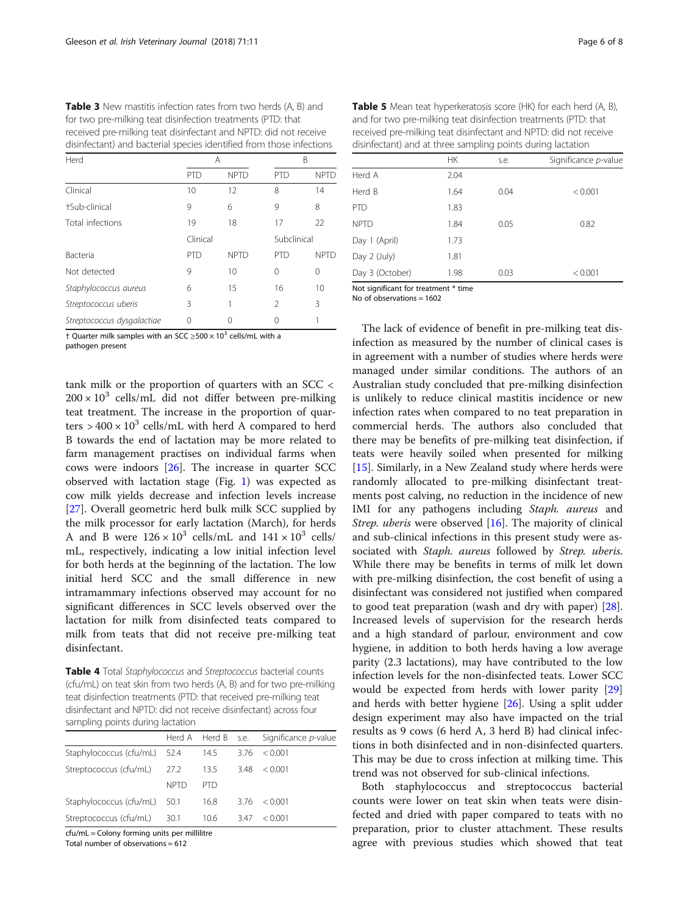**Table 3** New mastitis infection rates from two herds (A, B) and for two pre-milking teat disinfection treatments (PTD: that received pre-milking teat disinfectant and NPTD: did not receive disinfectant) and bacterial species identified from those infections

| Herd | A | | B | |
|---|---|---|---|---|
| | PTD | NPTD | PTD | NPTD |
| Clinical | 10 | 12 | 8 | 14 |
| †Sub-clinical | 9 | 6 | 9 | 8 |
| Total infections | 19 | 18 | 17 | 22 |
| | Clinical | | Subclinical | |
| Bacteria | PTD | NPTD | PTD | NPTD |
| Not detected | 9 | 10 | 0 | 0 |
| *Staphylococcus aureus* | 6 | 15 | 16 | 10 |
| *Streptococcus uberis* | 3 | 1 | 2 | 3 |
| *Streptococcus dysgalactiae* | 0 | 0 | 0 | 1 |

† Quarter milk samples with an SCC $\geq 500 \times 10^3$ cells/mL with a pathogen present

tank milk or the proportion of quarters with an SCC < $200 \times 10^3$ cells/mL did not differ between pre-milking teat treatment. The increase in the proportion of quarters > $400 \times 10^3$ cells/mL with herd A compared to herd B towards the end of lactation may be more related to farm management practises on individual farms when cows were indoors [26]. The increase in quarter SCC observed with lactation stage (Fig. 1) was expected as cow milk yields decrease and infection levels increase [27]. Overall geometric herd bulk milk SCC supplied by the milk processor for early lactation (March), for herds A and B were $126 \times 10^3$ cells/mL and $141 \times 10^3$ cells/mL, respectively, indicating a low initial infection level for both herds at the beginning of the lactation. The low initial herd SCC and the small difference in new intramammary infections observed may account for no significant differences in SCC levels observed over the lactation for milk from disinfected teats compared to milk from teats that did not receive pre-milking teat disinfectant.

**Table 4** Total *Staphylococcus* and *Streptococcus* bacterial counts (cfu/mL) on teat skin from two herds (A, B) and for two pre-milking teat disinfection treatments (PTD: that received pre-milking teat disinfectant and NPTD: did not receive disinfectant) across four sampling points during lactation

| | Herd A | Herd B | s.e. | Significance *p*-value |
|---|---|---|---|---|
| Staphylococcus (cfu/mL) | 52.4 | 14.5 | 3.76 | < 0.001 |
| Streptococcus (cfu/mL) | 27.2 | 13.5 | 3.48 | < 0.001 |
| | NPTD | PTD | | |
| Staphylococcus (cfu/mL) | 50.1 | 16.8 | 3.76 | < 0.001 |
| Streptococcus (cfu/mL) | 30.1 | 10.6 | 3.47 | < 0.001 |

cfu/mL = Colony forming units per millilitre
Total number of observations = 612

**Table 5** Mean teat hyperkeratosis score (HK) for each herd (A, B), and for two pre-milking teat disinfection treatments (PTD: that received pre-milking teat disinfectant and NPTD: did not receive disinfectant) and at three sampling points during lactation

| | HK | s.e. | Significance *p*-value |
|---|---|---|---|
| Herd A | 2.04 | | |
| Herd B | 1.64 | 0.04 | < 0.001 |
| PTD | 1.83 | | |
| NPTD | 1.84 | 0.05 | 0.82 |
| Day 1 (April) | 1.73 | | |
| Day 2 (July) | 1.81 | | |
| Day 3 (October) | 1.98 | 0.03 | < 0.001 |

Not significant for treatment * time
No of observations = 1602

The lack of evidence of benefit in pre-milking teat disinfection as measured by the number of clinical cases is in agreement with a number of studies where herds were managed under similar conditions. The authors of an Australian study concluded that pre-milking disinfection is unlikely to reduce clinical mastitis incidence or new infection rates when compared to no teat preparation in commercial herds. The authors also concluded that there may be benefits of pre-milking teat disinfection, if teats were heavily soiled when presented for milking [15]. Similarly, in a New Zealand study where herds were randomly allocated to pre-milking disinfectant treatments post calving, no reduction in the incidence of new IMI for any pathogens including *Staph. aureus* and *Strep. uberis* were observed [16]. The majority of clinical and sub-clinical infections in this present study were associated with *Staph. aureus* followed by *Strep. uberis*. While there may be benefits in terms of milk let down with pre-milking disinfection, the cost benefit of using a disinfectant was considered not justified when compared to good teat preparation (wash and dry with paper) [28]. Increased levels of supervision for the research herds and a high standard of parlour, environment and cow hygiene, in addition to both herds having a low average parity (2.3 lactations), may have contributed to the low infection levels for the non-disinfected teats. Lower SCC would be expected from herds with lower parity [29] and herds with better hygiene [26]. Using a split udder design experiment may also have impacted on the trial results as 9 cows (6 herd A, 3 herd B) had clinical infections in both disinfected and in non-disinfected quarters. This may be due to cross infection at milking time. This trend was not observed for sub-clinical infections.

Both staphylococcus and streptococcus bacterial counts were lower on teat skin when teats were disinfected and dried with paper compared to teats with no preparation, prior to cluster attachment. These results agree with previous studies which showed that teat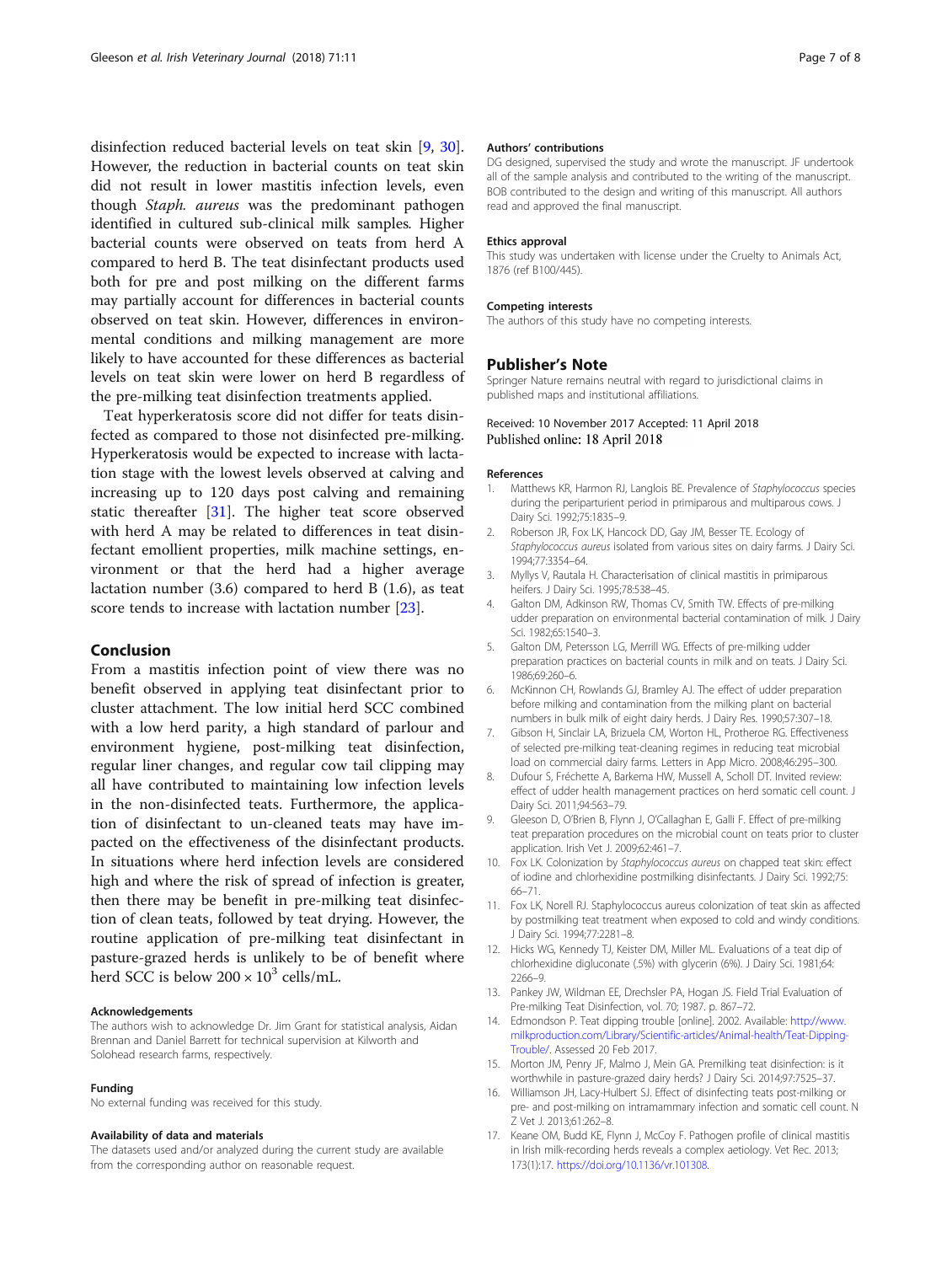disinfection reduced bacterial levels on teat skin [9, 30]. However, the reduction in bacterial counts on teat skin did not result in lower mastitis infection levels, even though *Staph. aureus* was the predominant pathogen identified in cultured sub-clinical milk samples. Higher bacterial counts were observed on teats from herd A compared to herd B. The teat disinfectant products used both for pre and post milking on the different farms may partially account for differences in bacterial counts observed on teat skin. However, differences in environmental conditions and milking management are more likely to have accounted for these differences as bacterial levels on teat skin were lower on herd B regardless of the pre-milking teat disinfection treatments applied.

Teat hyperkeratosis score did not differ for teats disinfected as compared to those not disinfected pre-milking. Hyperkeratosis would be expected to increase with lactation stage with the lowest levels observed at calving and increasing up to 120 days post calving and remaining static thereafter [31]. The higher teat score observed with herd A may be related to differences in teat disinfectant emollient properties, milk machine settings, environment or that the herd had a higher average lactation number (3.6) compared to herd B (1.6), as teat score tends to increase with lactation number [23].

## Conclusion

From a mastitis infection point of view there was no benefit observed in applying teat disinfectant prior to cluster attachment. The low initial herd SCC combined with a low herd parity, a high standard of parlour and environment hygiene, post-milking teat disinfection, regular liner changes, and regular cow tail clipping may all have contributed to maintaining low infection levels in the non-disinfected teats. Furthermore, the application of disinfectant to un-cleaned teats may have impacted on the effectiveness of the disinfectant products. In situations where herd infection levels are considered high and where the risk of spread of infection is greater, then there may be benefit in pre-milking teat disinfection of clean teats, followed by teat drying. However, the routine application of pre-milking teat disinfectant in pasture-grazed herds is unlikely to be of benefit where herd SCC is below $200 \times 10^3$ cells/mL.

#### Acknowledgements

The authors wish to acknowledge Dr. Jim Grant for statistical analysis, Aidan Brennan and Daniel Barrett for technical supervision at Kilworth and Solohead research farms, respectively.

#### Funding

No external funding was received for this study.

#### Availability of data and materials

The datasets used and/or analyzed during the current study are available from the corresponding author on reasonable request.

#### Authors' contributions

DG designed, supervised the study and wrote the manuscript. JF undertook all of the sample analysis and contributed to the writing of the manuscript. BOB contributed to the design and writing of this manuscript. All authors read and approved the final manuscript.

#### Ethics approval

This study was undertaken with license under the Cruelty to Animals Act, 1876 (ref B100/445).

#### Competing interests

The authors of this study have no competing interests.

## Publisher's Note

Springer Nature remains neutral with regard to jurisdictional claims in published maps and institutional affiliations.

Received: 10 November 2017 Accepted: 11 April 2018
Published online: 18 April 2018

#### References

1. Matthews KR, Harmon RJ, Langlois BE. Prevalence of *Staphylococcus* species during the periparturient period in primiparous and multiparous cows. J Dairy Sci. 1992;75:1835–9.
2. Roberson JR, Fox LK, Hancock DD, Gay JM, Besser TE. Ecology of *Staphylococcus aureus* isolated from various sites on dairy farms. J Dairy Sci. 1994;77:3354–64.
3. Myllys V, Rautala H. Characterisation of clinical mastitis in primiparous heifers. J Dairy Sci. 1995;78:538–45.
4. Galton DM, Adkinson RW, Thomas CV, Smith TW. Effects of pre-milking udder preparation on environmental bacterial contamination of milk. J Dairy Sci. 1982;65:1540–3.
5. Galton DM, Petersson LG, Merrill WG. Effects of pre-milking udder preparation practices on bacterial counts in milk and on teats. J Dairy Sci. 1986;69:260–6.
6. McKinnon CH, Rowlands GJ, Bramley AJ. The effect of udder preparation before milking and contamination from the milking plant on bacterial numbers in bulk milk of eight dairy herds. J Dairy Res. 1990;57:307–18.
7. Gibson H, Sinclair LA, Brizuela CM, Worton HL, Protheroe RG. Effectiveness of selected pre-milking teat-cleaning regimes in reducing teat microbial load on commercial dairy farms. Letters in App Micro. 2008;46:295–300.
8. Dufour S, Fréchette A, Barkema HW, Mussell A, Scholl DT. Invited review: effect of udder health management practices on herd somatic cell count. J Dairy Sci. 2011;94:563–79.
9. Gleeson D, O'Brien B, Flynn J, O'Callaghan E, Galli F. Effect of pre-milking teat preparation procedures on the microbial count on teats prior to cluster application. Irish Vet J. 2009;62:461–7.
10. Fox LK. Colonization by *Staphylococcus aureus* on chapped teat skin: effect of iodine and chlorhexidine postmilking disinfectants. J Dairy Sci. 1992;75:66–71.
11. Fox LK, Norell RJ. Staphylococcus aureus colonization of teat skin as affected by postmilking teat treatment when exposed to cold and windy conditions. J Dairy Sci. 1994;77:2281–8.
12. Hicks WG, Kennedy TJ, Keister DM, Miller ML. Evaluations of a teat dip of chlorhexidine digluconate (.5%) with glycerin (6%). J Dairy Sci. 1981;64:2266–9.
13. Pankey JW, Wildman EE, Drechsler PA, Hogan JS. Field Trial Evaluation of Pre-milking Teat Disinfection, vol. 70; 1987. p. 867–72.
14. Edmondson P. Teat dipping trouble [online]. 2002. Available: http://www.milkproduction.com/Library/Scientific-articles/Animal-health/Teat-Dipping-Trouble/. Assessed 20 Feb 2017.
15. Morton JM, Penry JF, Malmo J, Mein GA. Premilking teat disinfection: is it worthwhile in pasture-grazed dairy herds? J Dairy Sci. 2014;97:7525–37.
16. Williamson JH, Lacy-Hulbert SJ. Effect of disinfecting teats post-milking or pre- and post-milking on intramammary infection and somatic cell count. N Z Vet J. 2013;61:262–8.
17. Keane OM, Budd KE, Flynn J, McCoy F. Pathogen profile of clinical mastitis in Irish milk-recording herds reveals a complex aetiology. Vet Rec. 2013;173(1):17. https://doi.org/10.1136/vr.101308.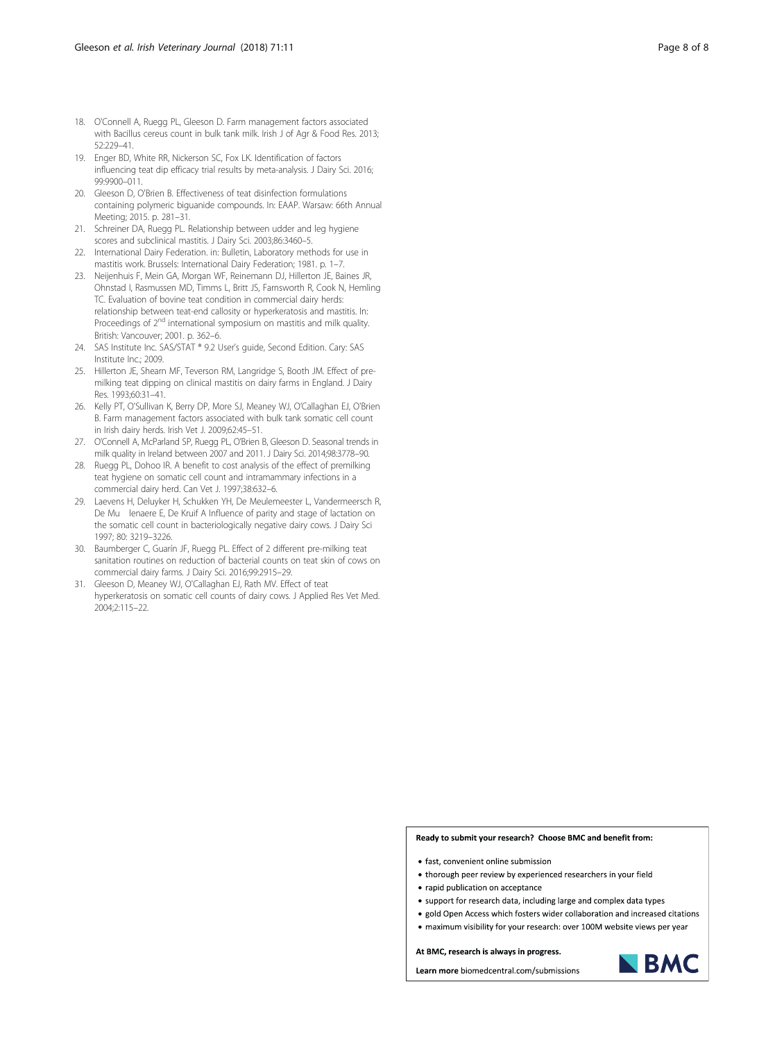18. O'Connell A, Ruegg PL, Gleeson D. Farm management factors associated with Bacillus cereus count in bulk tank milk. Irish J of Agr & Food Res. 2013; 52:229–41.
19. Enger BD, White RR, Nickerson SC, Fox LK. Identification of factors influencing teat dip efficacy trial results by meta-analysis. J Dairy Sci. 2016; 99:9900–011.
20. Gleeson D, O'Brien B. Effectiveness of teat disinfection formulations containing polymeric biguanide compounds. In: EAAP. Warsaw: 66th Annual Meeting; 2015. p. 281–31.
21. Schreiner DA, Ruegg PL. Relationship between udder and leg hygiene scores and subclinical mastitis. J Dairy Sci. 2003;86:3460–5.
22. International Dairy Federation. in: Bulletin, Laboratory methods for use in mastitis work. Brussels: International Dairy Federation; 1981. p. 1–7.
23. Neijenhuis F, Mein GA, Morgan WF, Reinemann DJ, Hillerton JE, Baines JR, Ohnstad I, Rasmussen MD, Timms L, Britt JS, Farnsworth R, Cook N, Hemling TC. Evaluation of bovine teat condition in commercial dairy herds: relationship between teat-end callosity or hyperkeratosis and mastitis. In: Proceedings of 2nd international symposium on mastitis and milk quality. British: Vancouver; 2001. p. 362–6.
24. SAS Institute Inc. SAS/STAT ® 9.2 User's guide, Second Edition. Cary: SAS Institute Inc.; 2009.
25. Hillerton JE, Shearn MF, Teverson RM, Langridge S, Booth JM. Effect of pre-milking teat dipping on clinical mastitis on dairy farms in England. J Dairy Res. 1993;60:31–41.
26. Kelly PT, O'Sullivan K, Berry DP, More SJ, Meaney WJ, O'Callaghan EJ, O'Brien B. Farm management factors associated with bulk tank somatic cell count in Irish dairy herds. Irish Vet J. 2009;62:45–51.
27. O'Connell A, McParland SP, Ruegg PL, O'Brien B, Gleeson D. Seasonal trends in milk quality in Ireland between 2007 and 2011. J Dairy Sci. 2014;98:3778–90.
28. Ruegg PL, Dohoo IR. A benefit to cost analysis of the effect of premilking teat hygiene on somatic cell count and intramammary infections in a commercial dairy herd. Can Vet J. 1997;38:632–6.
29. Laevens H, Deluyker H, Schukken YH, De Meulemeester L, Vandermeersch R, De Mu lenaere E, De Kruif A Influence of parity and stage of lactation on the somatic cell count in bacteriologically negative dairy cows. J Dairy Sci 1997; 80: 3219–3226.
30. Baumberger C, Guarín JF, Ruegg PL. Effect of 2 different pre-milking teat sanitation routines on reduction of bacterial counts on teat skin of cows on commercial dairy farms. J Dairy Sci. 2016;99:2915–29.
31. Gleeson D, Meaney WJ, O'Callaghan EJ, Rath MV. Effect of teat hyperkeratosis on somatic cell counts of dairy cows. J Applied Res Vet Med. 2004;2:115–22.

**Ready to submit your research? Choose BMC and benefit from:**

- fast, convenient online submission
- thorough peer review by experienced researchers in your field
- rapid publication on acceptance
- support for research data, including large and complex data types
- gold Open Access which fosters wider collaboration and increased citations
- maximum visibility for your research: over 100M website views per year

**At BMC, research is always in progress.**

**Learn more** biomedcentral.com/submissions

BMC